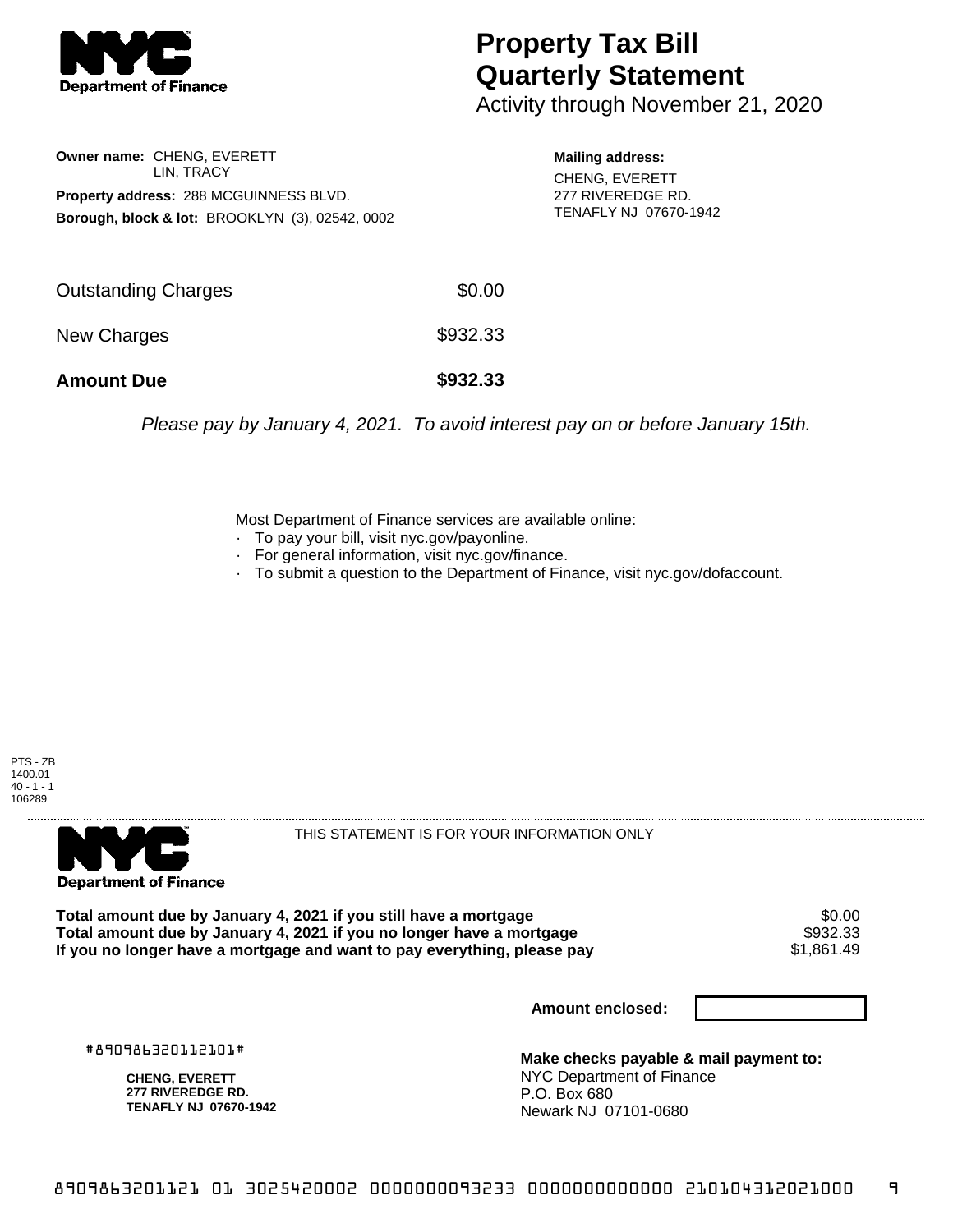**Department of Finance**

# Property Tax Bill Quarterly Statement

Activity through November 21, 2020

**Owner name:** CHENG, EVERETT
LIN, TRACY

**Property address:** 288 MCGUINNESS BLVD.

**Borough, block & lot:** BROOKLYN (3), 02542, 0002

**Mailing address:**
CHENG, EVERETT
277 RIVEREDGE RD.
TENAFLY NJ 07670-1942

| | |
|---|---|
| Outstanding Charges | $0.00 |
| New Charges | $932.33 |
| **Amount Due** | **$932.33** |

*Please pay by January 4, 2021. To avoid interest pay on or before January 15th.*

Most Department of Finance services are available online:

- To pay your bill, visit nyc.gov/payonline.
- For general information, visit nyc.gov/finance.
- To submit a question to the Department of Finance, visit nyc.gov/dofaccount.

PTS - ZB
1400.01
40 - 1 - 1
106289

**Department of Finance**

THIS STATEMENT IS FOR YOUR INFORMATION ONLY

| | |
|---|---|
| **Total amount due by January 4, 2021 if you still have a mortgage** | $0.00 |
| **Total amount due by January 4, 2021 if you no longer have a mortgage** | $932.33 |
| **If you no longer have a mortgage and want to pay everything, please pay** | $1,861.49 |

**Amount enclosed:**

#890986320112101#

**CHENG, EVERETT**
**277 RIVEREDGE RD.**
**TENAFLY NJ 07670-1942**

**Make checks payable & mail payment to:**
NYC Department of Finance
P.O. Box 680
Newark NJ 07101-0680

8909863201121 01 3025420002 0000000093233 0000000000000 210104312021000 9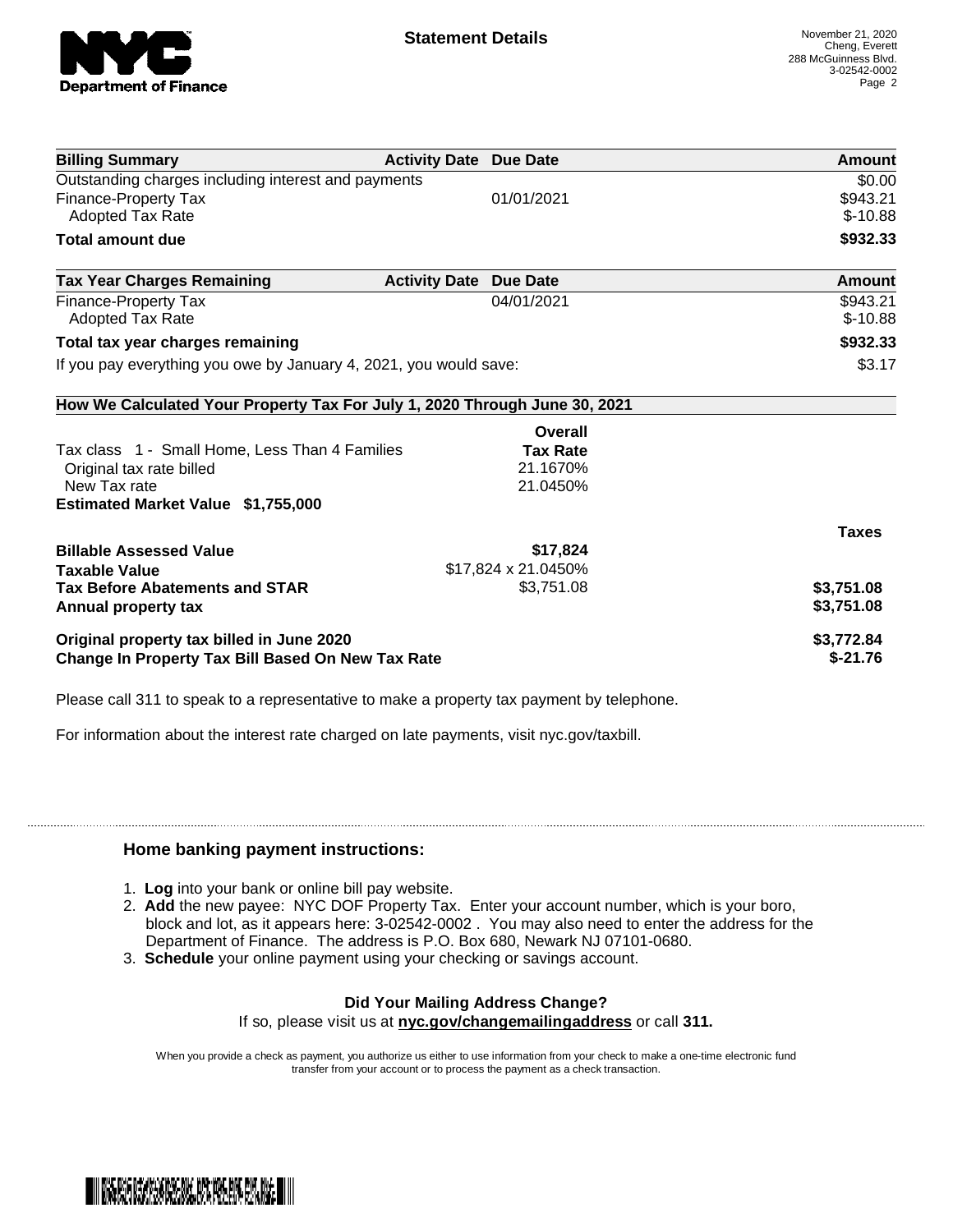# Statement Details

November 21, 2020
Cheng, Everett
288 McGuinness Blvd.
3-02542-0002

| Billing Summary | Activity Date | Due Date | Amount |
| --- | --- | --- | --- |
| Outstanding charges including interest and payments | | | $0.00 |
| Finance-Property Tax | | 01/01/2021 | $943.21 |
| Adopted Tax Rate | | | $-10.88 |
| **Total amount due** | | | **$932.33** |

| Tax Year Charges Remaining | Activity Date | Due Date | Amount |
| --- | --- | --- | --- |
| Finance-Property Tax | | 04/01/2021 | $943.21 |
| Adopted Tax Rate | | | $-10.88 |
| **Total tax year charges remaining** | | | **$932.33** |
| If you pay everything you owe by January 4, 2021, you would save: | | | $3.17 |

**How We Calculated Your Property Tax For July 1, 2020 Through June 30, 2021**

| | Overall Tax Rate | Taxes |
| --- | --- | --- |
| Tax class 1 - Small Home, Less Than 4 Families | | |
| Original tax rate billed | 21.1670% | |
| New Tax rate | 21.0450% | |
| **Estimated Market Value $1,755,000** | | |
| **Billable Assessed Value** | **$17,824** | |
| **Taxable Value** | $17,824 x 21.0450% | |
| **Tax Before Abatements and STAR** | $3,751.08 | **$3,751.08** |
| **Annual property tax** | | **$3,751.08** |
| **Original property tax billed in June 2020** | | **$3,772.84** |
| **Change In Property Tax Bill Based On New Tax Rate** | | **$-21.76** |

Please call 311 to speak to a representative to make a property tax payment by telephone.

For information about the interest rate charged on late payments, visit nyc.gov/taxbill.

## Home banking payment instructions:

1. **Log** into your bank or online bill pay website.
2. **Add** the new payee: NYC DOF Property Tax. Enter your account number, which is your boro, block and lot, as it appears here: 3-02542-0002 . You may also need to enter the address for the Department of Finance. The address is P.O. Box 680, Newark NJ 07101-0680.
3. **Schedule** your online payment using your checking or savings account.

**Did Your Mailing Address Change?**
If so, please visit us at **nyc.gov/changemailingaddress** or call **311.**

When you provide a check as payment, you authorize us either to use information from your check to make a one-time electronic fund transfer from your account or to process the payment as a check transaction.